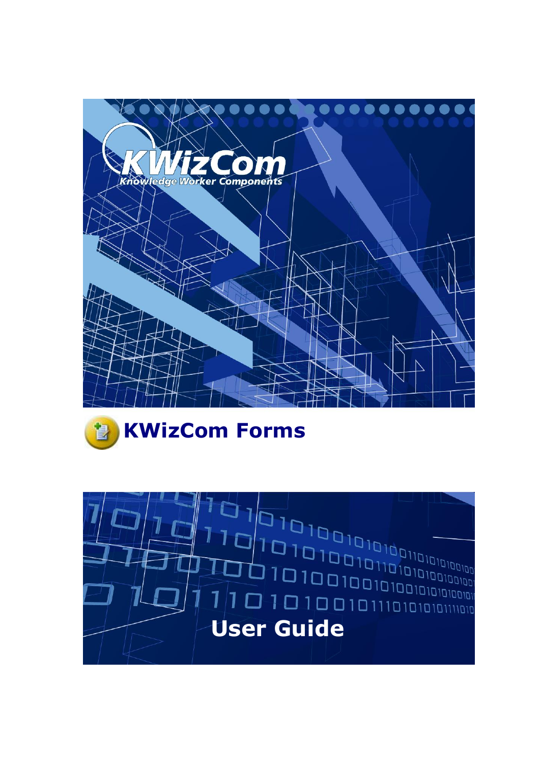KWizCom

Knowledge Worker Components

# KWizCom Forms

## User Guide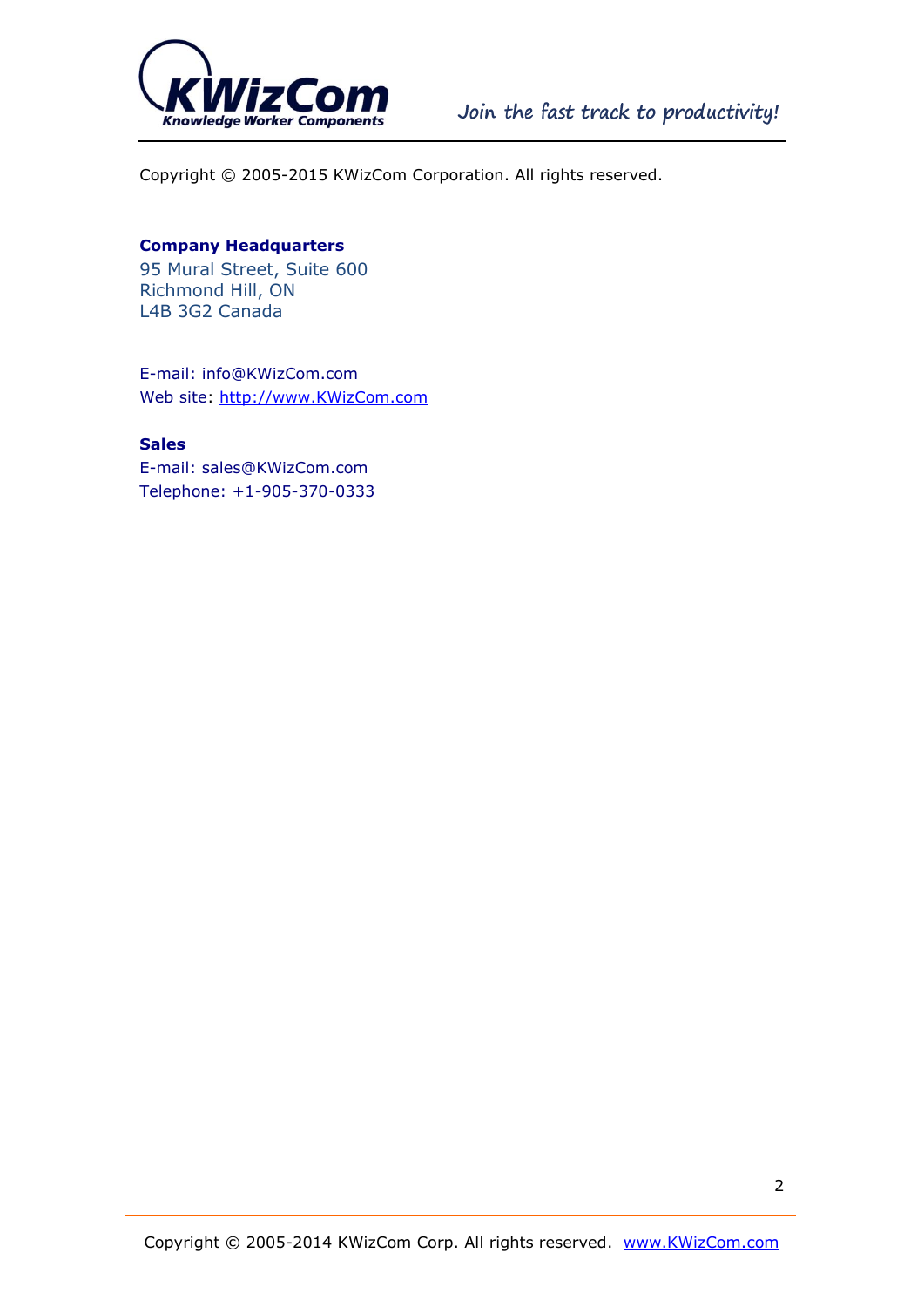Copyright © 2005-2015 KWizCom Corporation. All rights reserved.

**Company Headquarters**
95 Mural Street, Suite 600
Richmond Hill, ON
L4B 3G2 Canada

E-mail: info@KWizCom.com
Web site: [http://www.KWizCom.com](http://www.KWizCom.com)

**Sales**
E-mail: sales@KWizCom.com
Telephone: +1-905-370-0333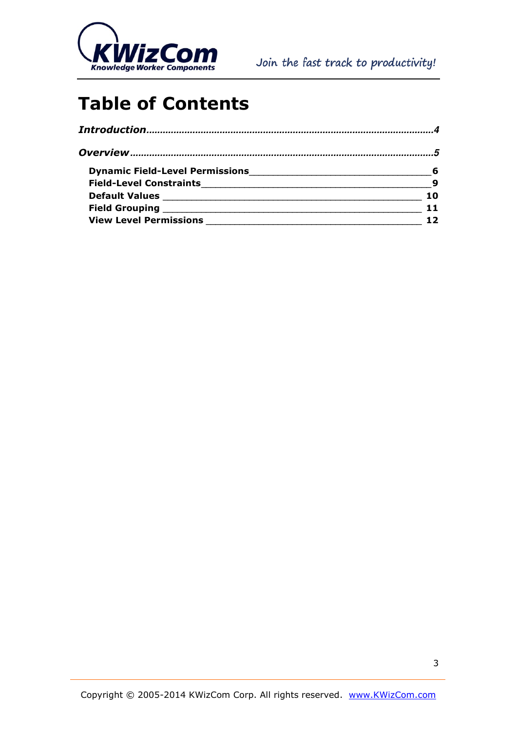# Table of Contents

*Introduction*........................................................................................................*4*

*Overview*............................................................................................................*5*

- **Dynamic Field-Level Permissions** ______________________________ **6**
- **Field-Level Constraints** ____________________________________ **9**
- **Default Values** ________________________________________ **10**
- **Field Grouping** ________________________________________ **11**
- **View Level Permissions** __________________________________ **12**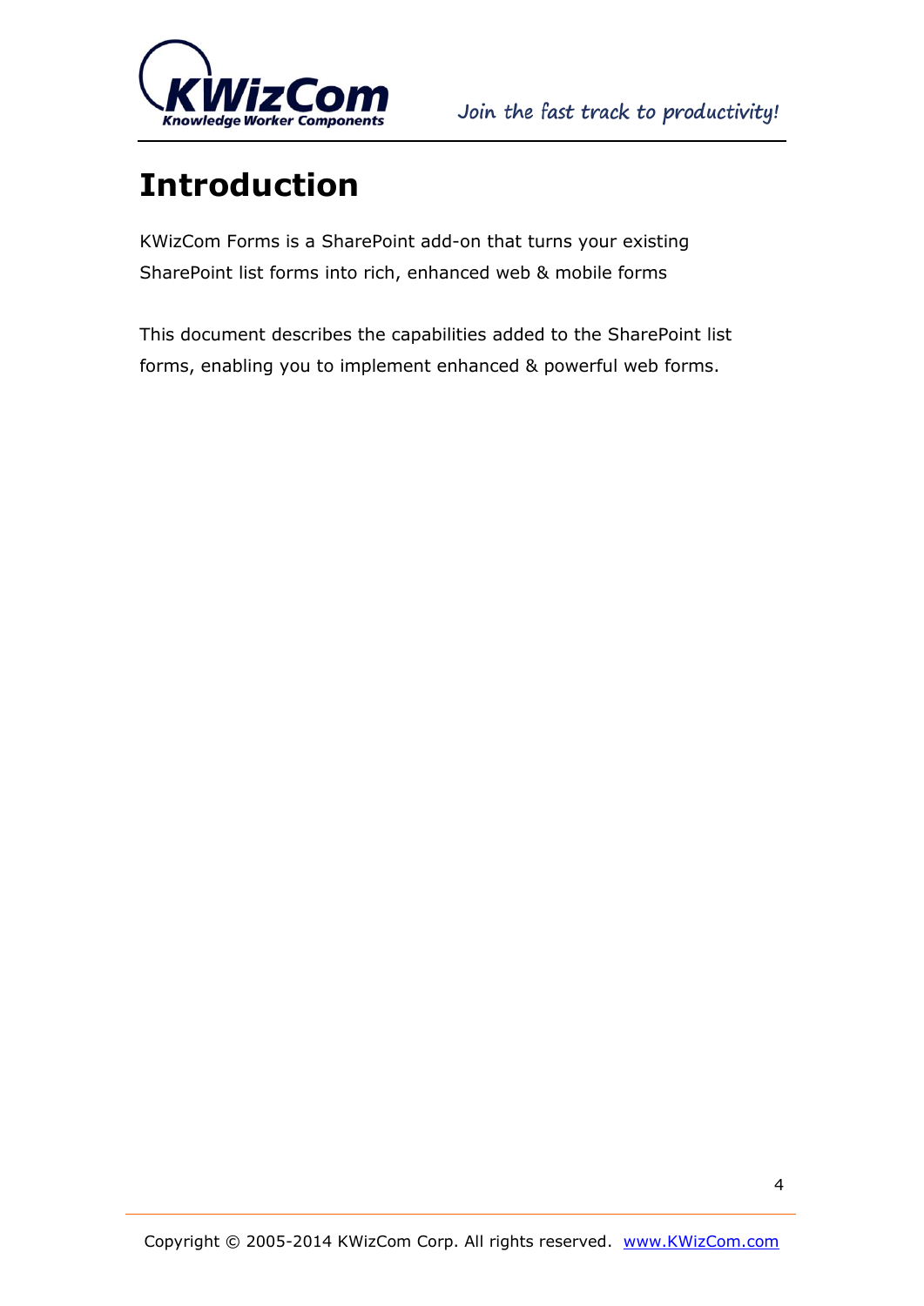# Introduction

KWizCom Forms is a SharePoint add-on that turns your existing SharePoint list forms into rich, enhanced web & mobile forms

This document describes the capabilities added to the SharePoint list forms, enabling you to implement enhanced & powerful web forms.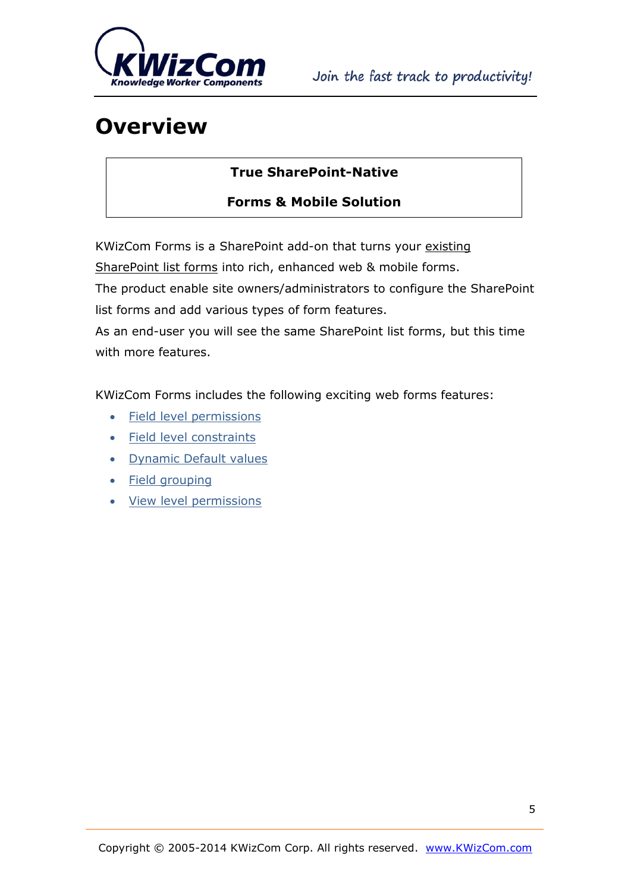# Overview

**True SharePoint-Native**

**Forms & Mobile Solution**

KWizCom Forms is a SharePoint add-on that turns your existing SharePoint list forms into rich, enhanced web & mobile forms.
The product enable site owners/administrators to configure the SharePoint list forms and add various types of form features.
As an end-user you will see the same SharePoint list forms, but this time with more features.

KWizCom Forms includes the following exciting web forms features:

- Field level permissions
- Field level constraints
- Dynamic Default values
- Field grouping
- View level permissions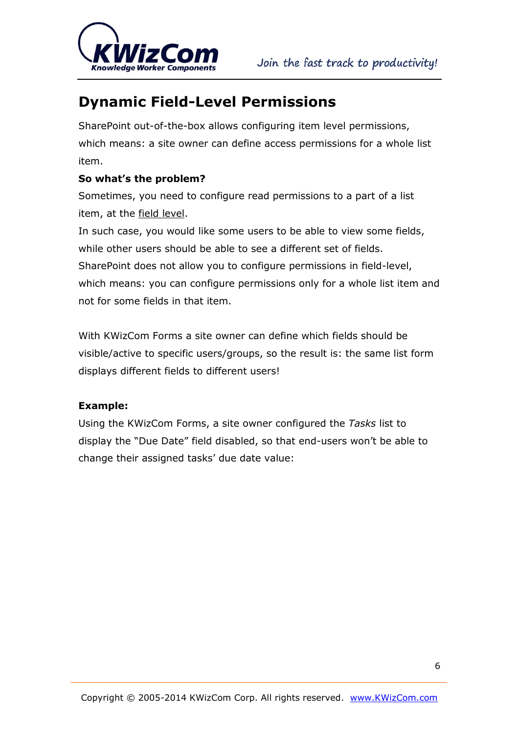# Dynamic Field-Level Permissions

SharePoint out-of-the-box allows configuring item level permissions, which means: a site owner can define access permissions for a whole list item.

**So what's the problem?**

Sometimes, you need to configure read permissions to a part of a list item, at the field level.

In such case, you would like some users to be able to view some fields, while other users should be able to see a different set of fields.

SharePoint does not allow you to configure permissions in field-level, which means: you can configure permissions only for a whole list item and not for some fields in that item.

With KWizCom Forms a site owner can define which fields should be visible/active to specific users/groups, so the result is: the same list form displays different fields to different users!

**Example:**

Using the KWizCom Forms, a site owner configured the *Tasks* list to display the "Due Date" field disabled, so that end-users won't be able to change their assigned tasks' due date value: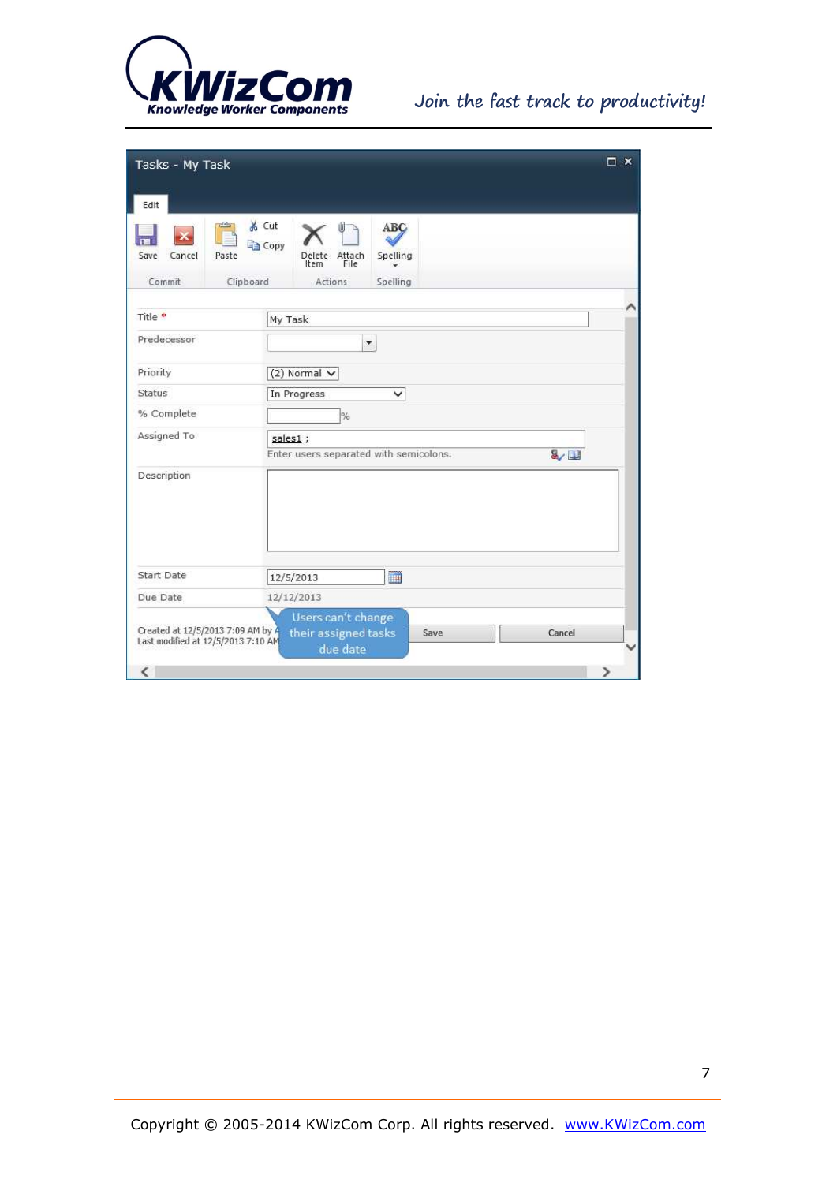Tasks - My Task

Edit

Save | Cancel | Paste | Cut | Copy | Delete Item | Attach File | Spelling

Commit | Clipboard | Actions | Spelling

| Field | Value |
|---|---|
| Title * | My Task |
| Predecessor | |
| Priority | (2) Normal |
| Status | In Progress |
| % Complete | % |
| Assigned To | sales1 ; <br> Enter users separated with semicolons. |
| Description | |
| Start Date | 12/5/2013 |
| Due Date | 12/12/2013 |

Created at 12/5/2013 7:09 AM by A

Last modified at 12/5/2013 7:10 AM

Users can't change their assigned tasks due date

Save | Cancel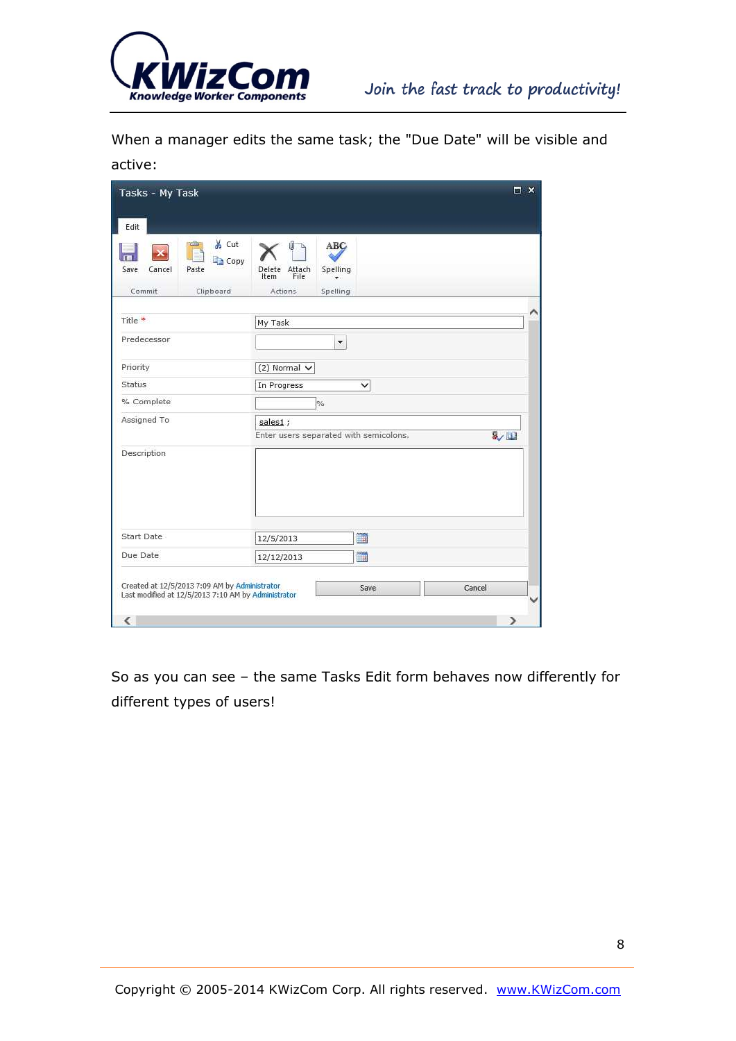When a manager edits the same task; the "Due Date" will be visible and active:

So as you can see – the same Tasks Edit form behaves now differently for different types of users!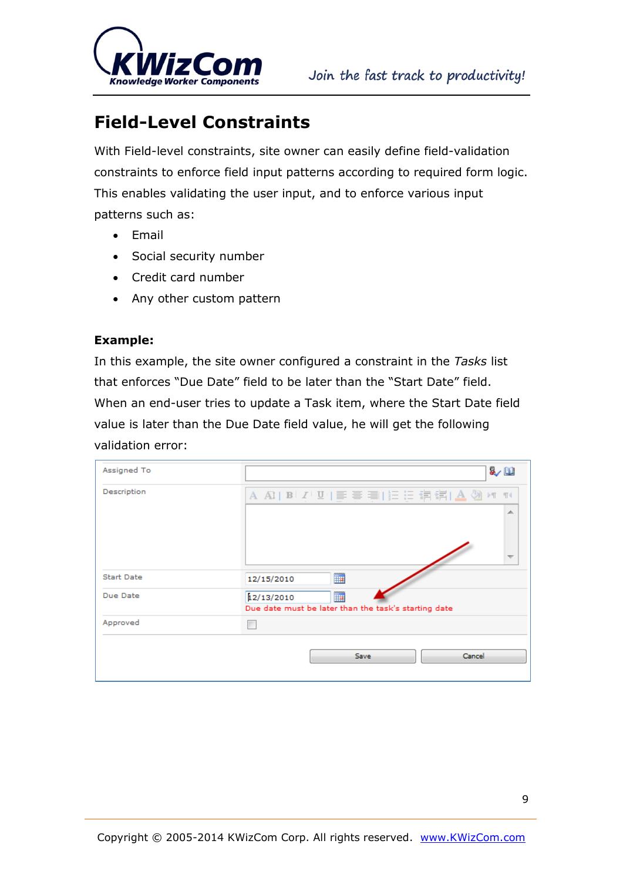## Field-Level Constraints

With Field-level constraints, site owner can easily define field-validation constraints to enforce field input patterns according to required form logic. This enables validating the user input, and to enforce various input patterns such as:

- Email
- Social security number
- Credit card number
- Any other custom pattern

**Example:**

In this example, the site owner configured a constraint in the *Tasks* list that enforces "Due Date" field to be later than the "Start Date" field. When an end-user tries to update a Task item, where the Start Date field value is later than the Due Date field value, he will get the following validation error: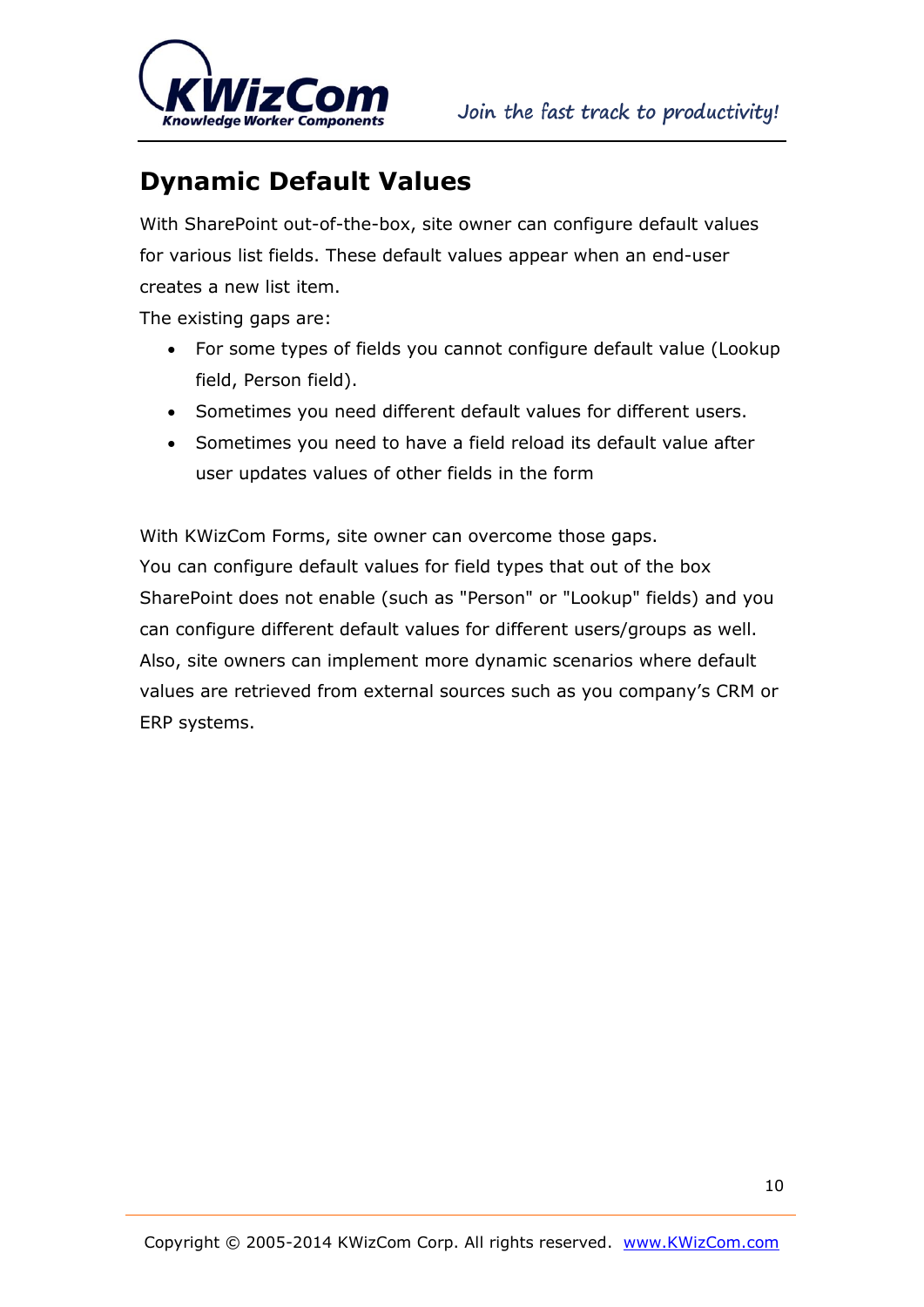# Dynamic Default Values

With SharePoint out-of-the-box, site owner can configure default values for various list fields. These default values appear when an end-user creates a new list item.

The existing gaps are:

- For some types of fields you cannot configure default value (Lookup field, Person field).
- Sometimes you need different default values for different users.
- Sometimes you need to have a field reload its default value after user updates values of other fields in the form

With KWizCom Forms, site owner can overcome those gaps.

You can configure default values for field types that out of the box SharePoint does not enable (such as "Person" or "Lookup" fields) and you can configure different default values for different users/groups as well. Also, site owners can implement more dynamic scenarios where default values are retrieved from external sources such as you company's CRM or ERP systems.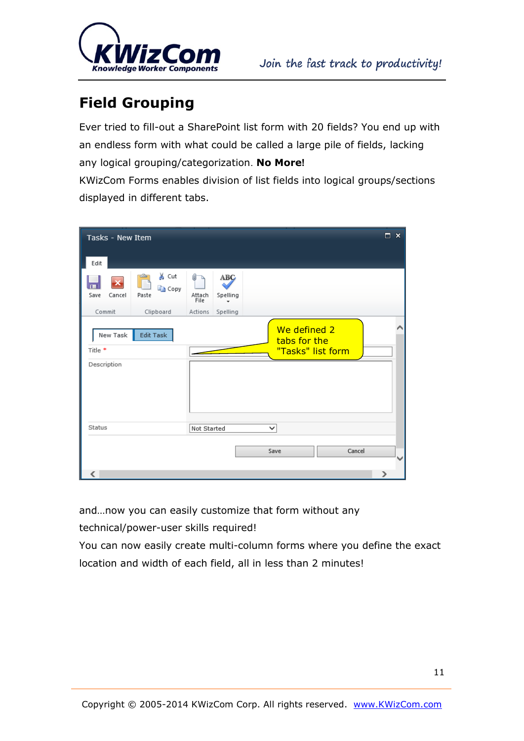# Field Grouping

Ever tried to fill-out a SharePoint list form with 20 fields? You end up with an endless form with what could be called a large pile of fields, lacking any logical grouping/categorization. **No More!**

KWizCom Forms enables division of list fields into logical groups/sections displayed in different tabs.

and…now you can easily customize that form without any technical/power-user skills required!

You can now easily create multi-column forms where you define the exact location and width of each field, all in less than 2 minutes!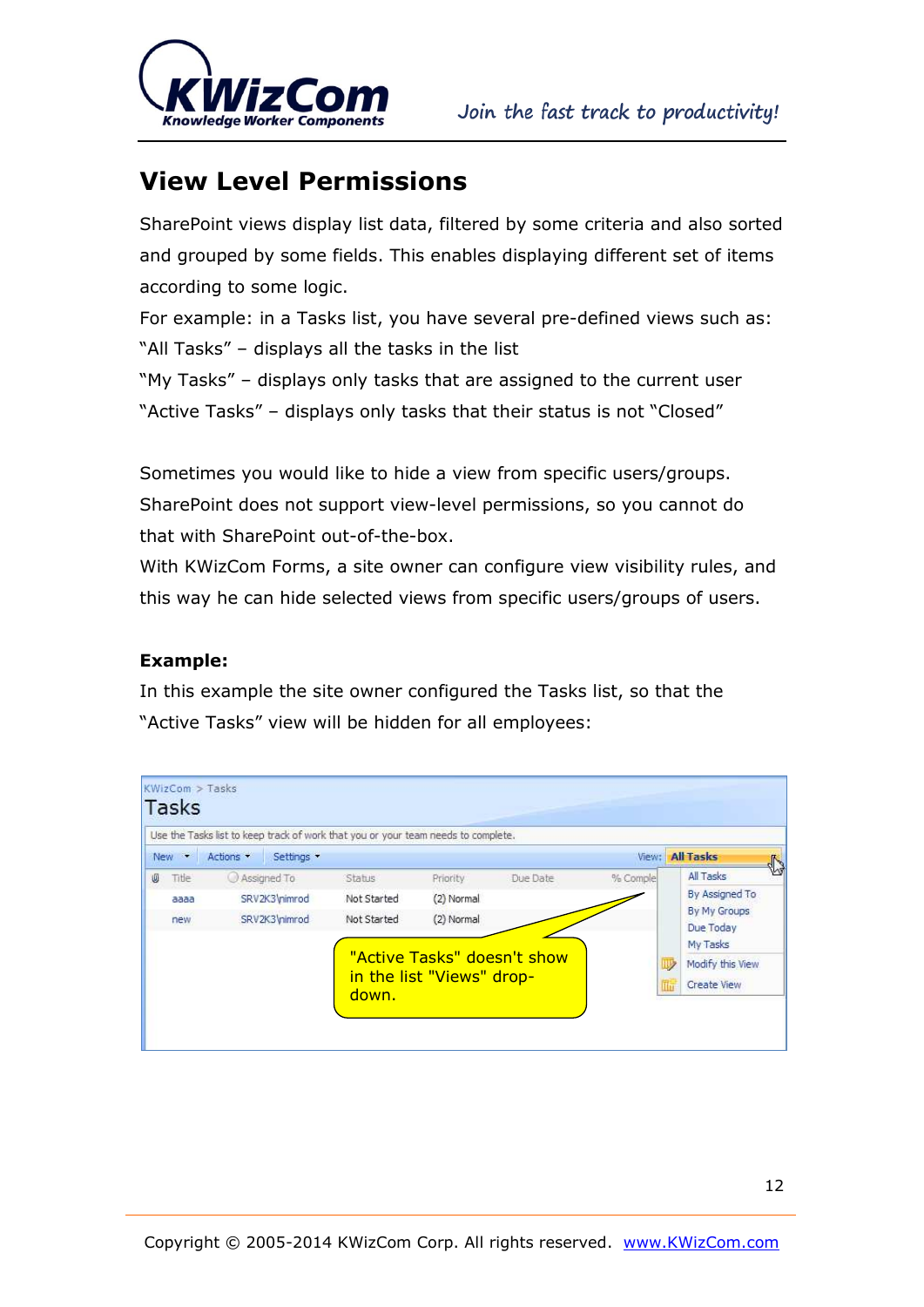## View Level Permissions

SharePoint views display list data, filtered by some criteria and also sorted and grouped by some fields. This enables displaying different set of items according to some logic.

For example: in a Tasks list, you have several pre-defined views such as:

“All Tasks” – displays all the tasks in the list

“My Tasks” – displays only tasks that are assigned to the current user

“Active Tasks” – displays only tasks that their status is not “Closed”

Sometimes you would like to hide a view from specific users/groups. SharePoint does not support view-level permissions, so you cannot do that with SharePoint out-of-the-box.

With KWizCom Forms, a site owner can configure view visibility rules, and this way he can hide selected views from specific users/groups of users.

**Example:**

In this example the site owner configured the Tasks list, so that the “Active Tasks” view will be hidden for all employees: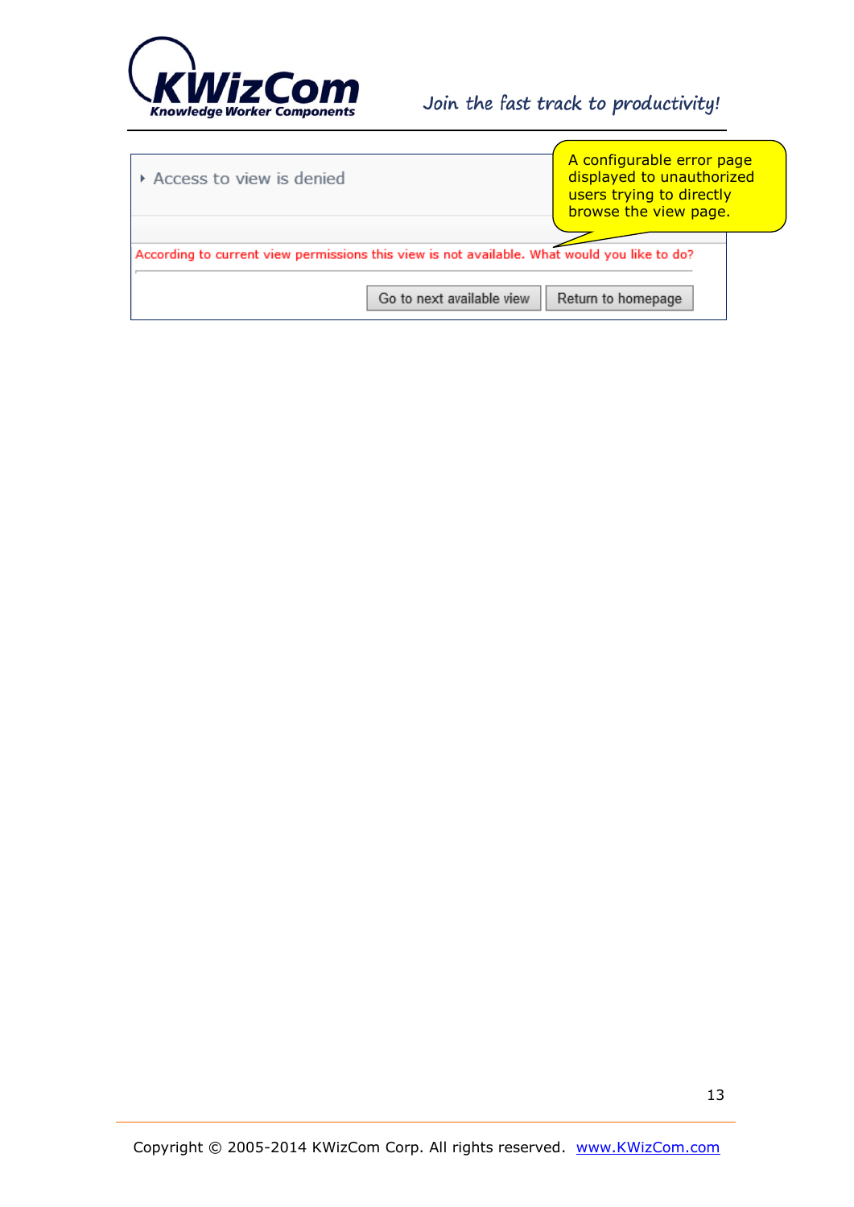Access to view is denied

A configurable error page displayed to unauthorized users trying to directly browse the view page.

According to current view permissions this view is not available. What would you like to do?

Go to next available view | Return to homepage